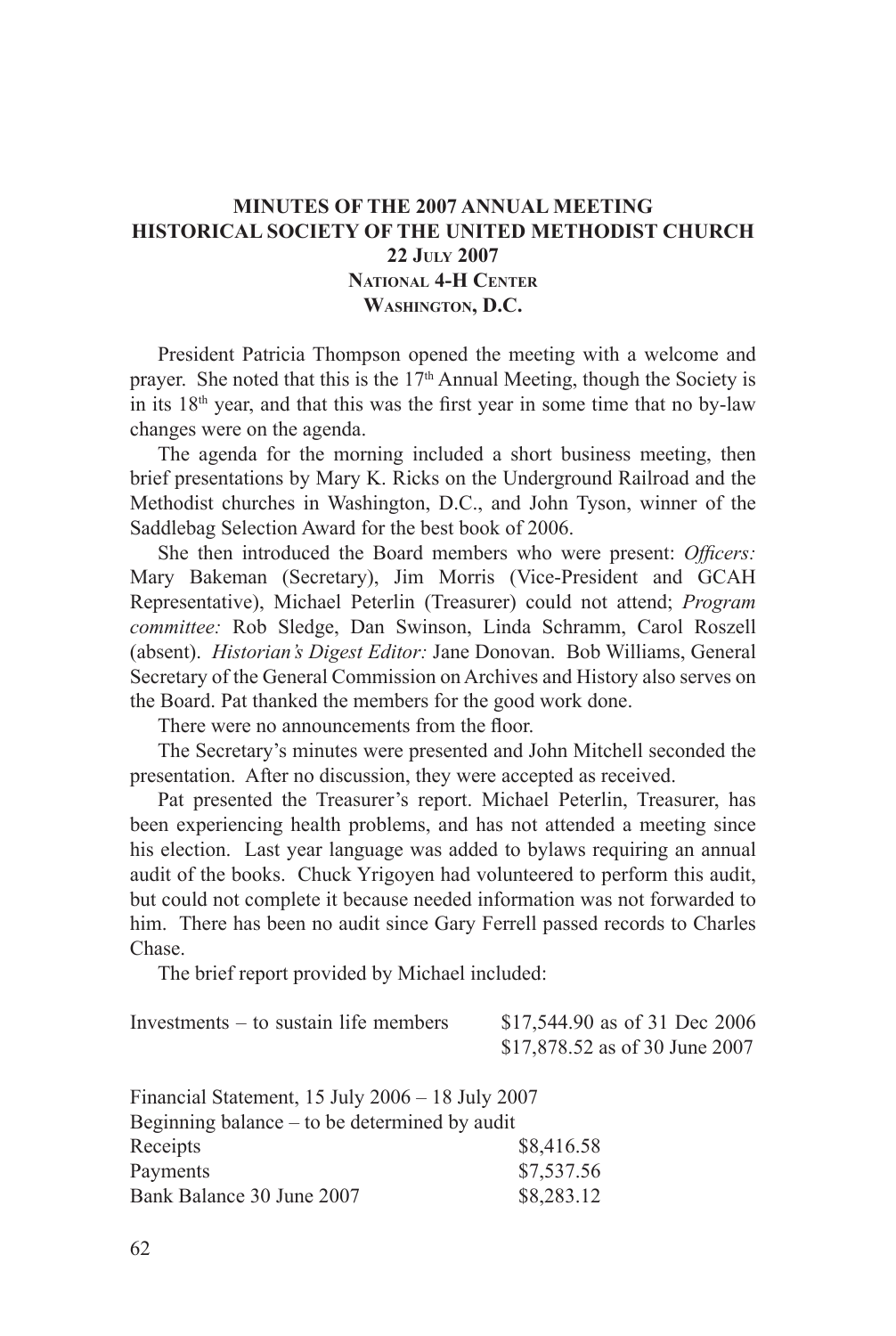**MINUTES OF THE 2007 ANNUAL MEETING**
**HISTORICAL SOCIETY OF THE UNITED METHODIST CHURCH**
**22 July 2007**
**National 4-H Center**
**Washington, D.C.**

President Patricia Thompson opened the meeting with a welcome and prayer. She noted that this is the 17th Annual Meeting, though the Society is in its 18th year, and that this was the first year in some time that no by-law changes were on the agenda.

The agenda for the morning included a short business meeting, then brief presentations by Mary K. Ricks on the Underground Railroad and the Methodist churches in Washington, D.C., and John Tyson, winner of the Saddlebag Selection Award for the best book of 2006.

She then introduced the Board members who were present: *Officers:* Mary Bakeman (Secretary), Jim Morris (Vice-President and GCAH Representative), Michael Peterlin (Treasurer) could not attend; *Program committee:* Rob Sledge, Dan Swinson, Linda Schramm, Carol Roszell (absent). *Historian's Digest Editor:* Jane Donovan. Bob Williams, General Secretary of the General Commission on Archives and History also serves on the Board. Pat thanked the members for the good work done.

There were no announcements from the floor.

The Secretary's minutes were presented and John Mitchell seconded the presentation. After no discussion, they were accepted as received.

Pat presented the Treasurer's report. Michael Peterlin, Treasurer, has been experiencing health problems, and has not attended a meeting since his election. Last year language was added to bylaws requiring an annual audit of the books. Chuck Yrigoyen had volunteered to perform this audit, but could not complete it because needed information was not forwarded to him. There has been no audit since Gary Ferrell passed records to Charles Chase.

The brief report provided by Michael included:

| | |
|---|---|
| Investments – to sustain life members | \$17,544.90 as of 31 Dec 2006 |
| | \$17,878.52 as of 30 June 2007 |

Financial Statement, 15 July 2006 – 18 July 2007
Beginning balance – to be determined by audit

| | |
|---|---|
| Receipts | \$8,416.58 |
| Payments | \$7,537.56 |
| Bank Balance 30 June 2007 | \$8,283.12 |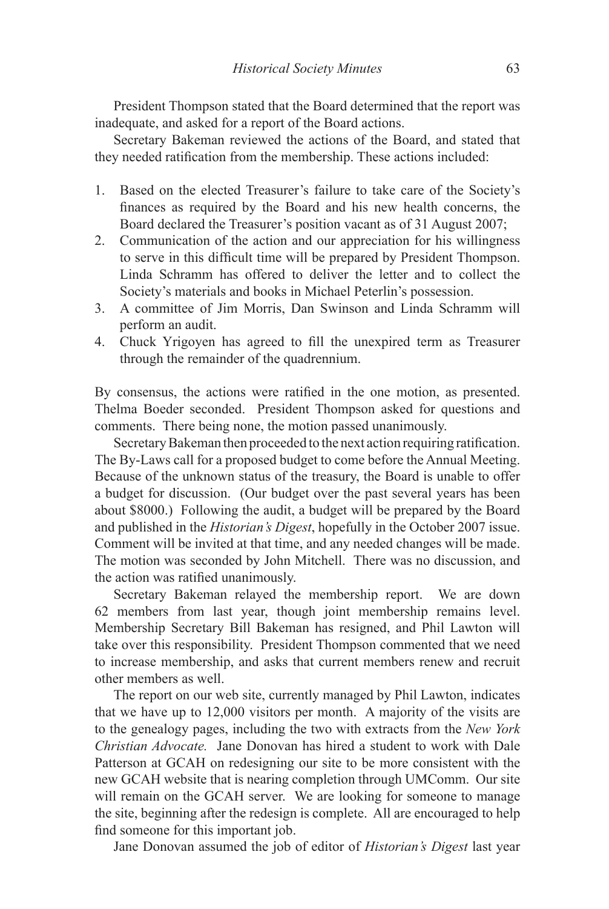President Thompson stated that the Board determined that the report was inadequate, and asked for a report of the Board actions.

Secretary Bakeman reviewed the actions of the Board, and stated that they needed ratification from the membership. These actions included:

1. Based on the elected Treasurer's failure to take care of the Society's finances as required by the Board and his new health concerns, the Board declared the Treasurer's position vacant as of 31 August 2007;
2. Communication of the action and our appreciation for his willingness to serve in this difficult time will be prepared by President Thompson. Linda Schramm has offered to deliver the letter and to collect the Society's materials and books in Michael Peterlin's possession.
3. A committee of Jim Morris, Dan Swinson and Linda Schramm will perform an audit.
4. Chuck Yrigoyen has agreed to fill the unexpired term as Treasurer through the remainder of the quadrennium.

By consensus, the actions were ratified in the one motion, as presented. Thelma Boeder seconded. President Thompson asked for questions and comments. There being none, the motion passed unanimously.

Secretary Bakeman then proceeded to the next action requiring ratification. The By-Laws call for a proposed budget to come before the Annual Meeting. Because of the unknown status of the treasury, the Board is unable to offer a budget for discussion. (Our budget over the past several years has been about $8000.) Following the audit, a budget will be prepared by the Board and published in the *Historian's Digest*, hopefully in the October 2007 issue. Comment will be invited at that time, and any needed changes will be made. The motion was seconded by John Mitchell. There was no discussion, and the action was ratified unanimously.

Secretary Bakeman relayed the membership report. We are down 62 members from last year, though joint membership remains level. Membership Secretary Bill Bakeman has resigned, and Phil Lawton will take over this responsibility. President Thompson commented that we need to increase membership, and asks that current members renew and recruit other members as well.

The report on our web site, currently managed by Phil Lawton, indicates that we have up to 12,000 visitors per month. A majority of the visits are to the genealogy pages, including the two with extracts from the *New York Christian Advocate.* Jane Donovan has hired a student to work with Dale Patterson at GCAH on redesigning our site to be more consistent with the new GCAH website that is nearing completion through UMComm. Our site will remain on the GCAH server. We are looking for someone to manage the site, beginning after the redesign is complete. All are encouraged to help find someone for this important job.

Jane Donovan assumed the job of editor of *Historian's Digest* last year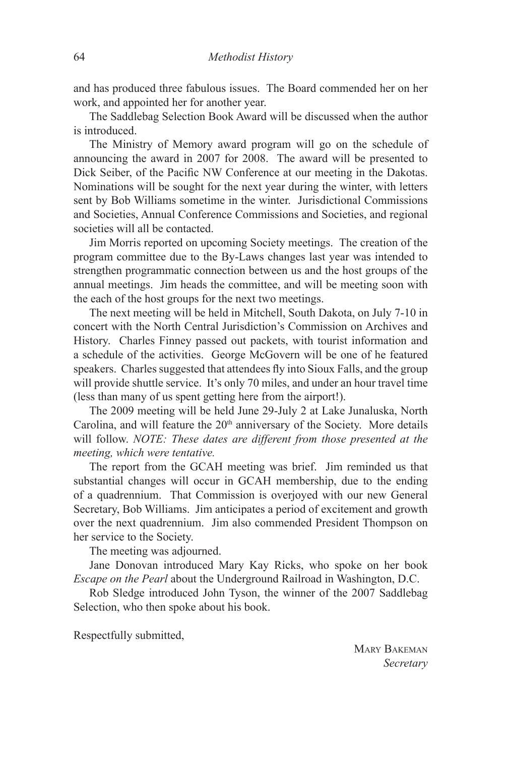and has produced three fabulous issues. The Board commended her on her work, and appointed her for another year.

The Saddlebag Selection Book Award will be discussed when the author is introduced.

The Ministry of Memory award program will go on the schedule of announcing the award in 2007 for 2008. The award will be presented to Dick Seiber, of the Pacific NW Conference at our meeting in the Dakotas. Nominations will be sought for the next year during the winter, with letters sent by Bob Williams sometime in the winter. Jurisdictional Commissions and Societies, Annual Conference Commissions and Societies, and regional societies will all be contacted.

Jim Morris reported on upcoming Society meetings. The creation of the program committee due to the By-Laws changes last year was intended to strengthen programmatic connection between us and the host groups of the annual meetings. Jim heads the committee, and will be meeting soon with the each of the host groups for the next two meetings.

The next meeting will be held in Mitchell, South Dakota, on July 7-10 in concert with the North Central Jurisdiction's Commission on Archives and History. Charles Finney passed out packets, with tourist information and a schedule of the activities. George McGovern will be one of he featured speakers. Charles suggested that attendees fly into Sioux Falls, and the group will provide shuttle service. It's only 70 miles, and under an hour travel time (less than many of us spent getting here from the airport!).

The 2009 meeting will be held June 29-July 2 at Lake Junaluska, North Carolina, and will feature the 20th anniversary of the Society. More details will follow. *NOTE: These dates are different from those presented at the meeting, which were tentative.*

The report from the GCAH meeting was brief. Jim reminded us that substantial changes will occur in GCAH membership, due to the ending of a quadrennium. That Commission is overjoyed with our new General Secretary, Bob Williams. Jim anticipates a period of excitement and growth over the next quadrennium. Jim also commended President Thompson on her service to the Society.

The meeting was adjourned.

Jane Donovan introduced Mary Kay Ricks, who spoke on her book *Escape on the Pearl* about the Underground Railroad in Washington, D.C.

Rob Sledge introduced John Tyson, the winner of the 2007 Saddlebag Selection, who then spoke about his book.

Respectfully submitted,

Mary Bakeman
*Secretary*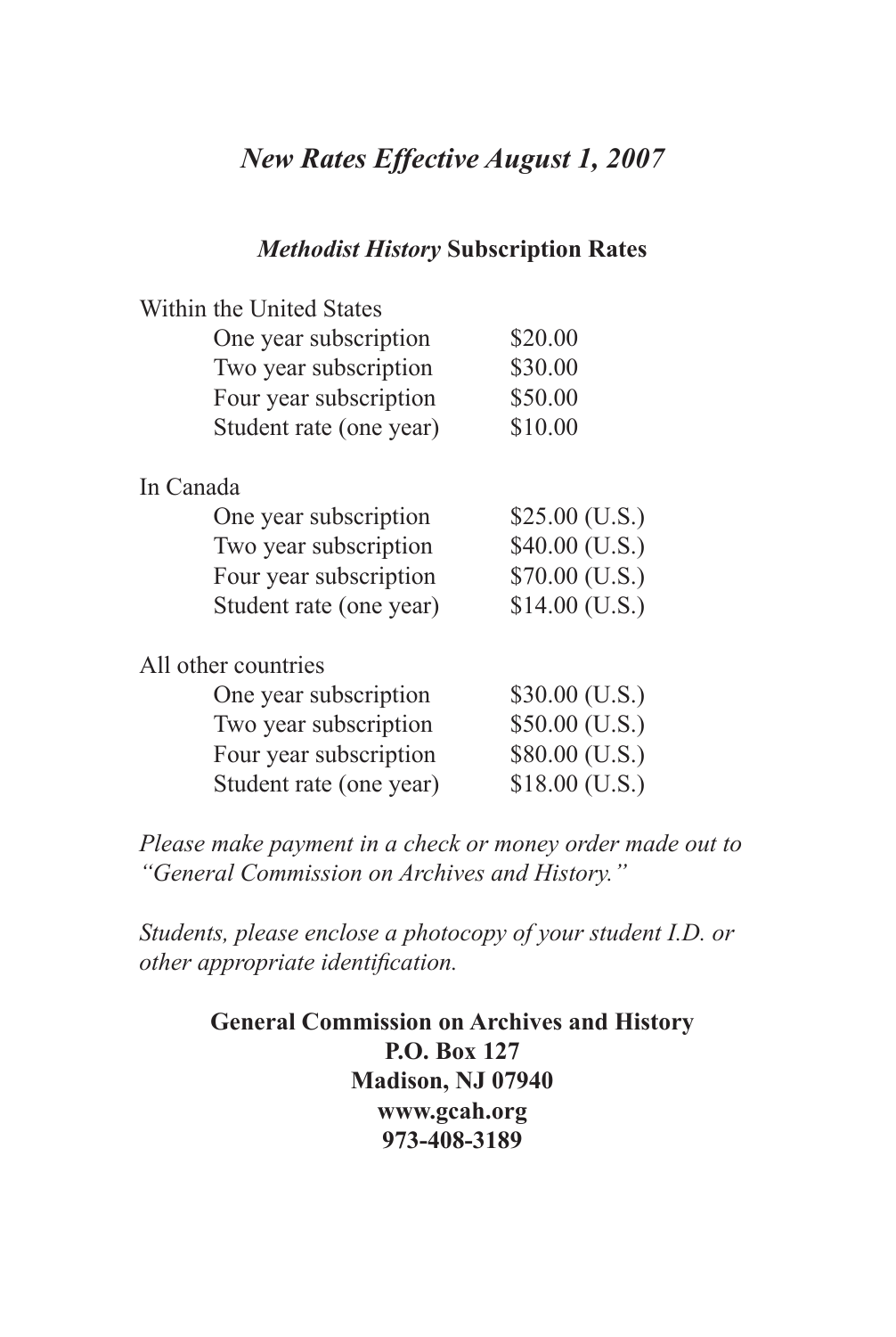## *New Rates Effective August 1, 2007*

### *Methodist History* Subscription Rates

| | |
|---|---|
| **Within the United States** | |
| One year subscription | \$20.00 |
| Two year subscription | \$30.00 |
| Four year subscription | \$50.00 |
| Student rate (one year) | \$10.00 |
| **In Canada** | |
| One year subscription | \$25.00 (U.S.) |
| Two year subscription | \$40.00 (U.S.) |
| Four year subscription | \$70.00 (U.S.) |
| Student rate (one year) | \$14.00 (U.S.) |
| **All other countries** | |
| One year subscription | \$30.00 (U.S.) |
| Two year subscription | \$50.00 (U.S.) |
| Four year subscription | \$80.00 (U.S.) |
| Student rate (one year) | \$18.00 (U.S.) |

*Please make payment in a check or money order made out to "General Commission on Archives and History."*

*Students, please enclose a photocopy of your student I.D. or other appropriate identification.*

**General Commission on Archives and History**
**P.O. Box 127**
**Madison, NJ 07940**
**www.gcah.org**
**973-408-3189**